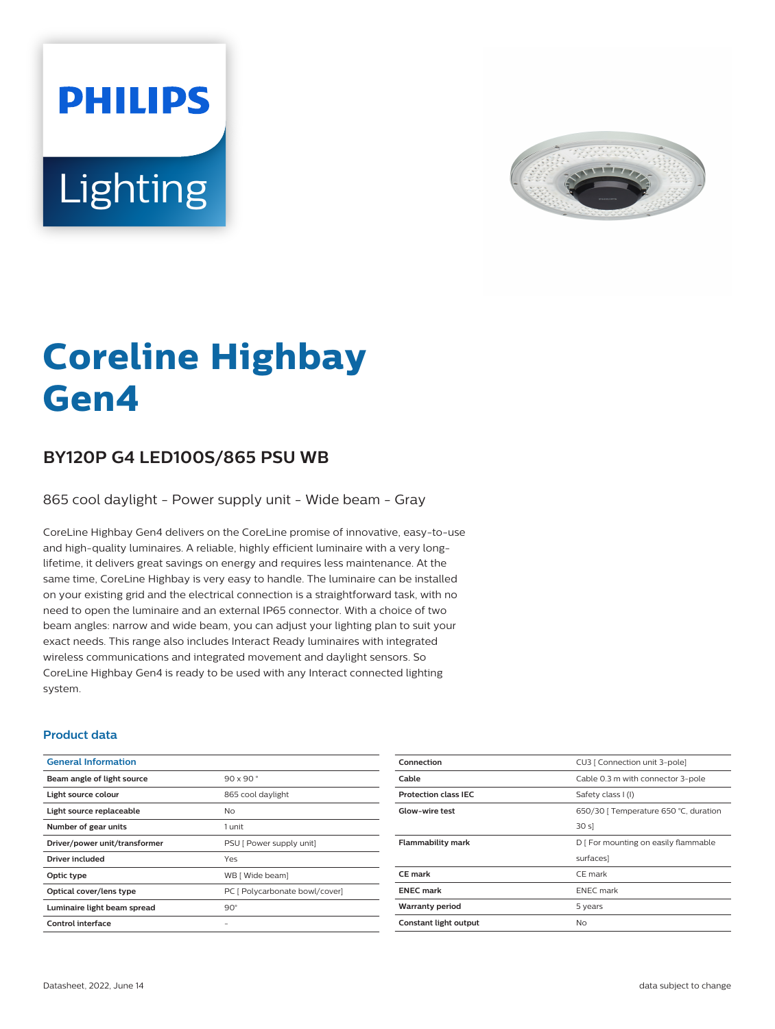PHILIPS

Lighting

# Coreline Highbay Gen4

## BY120P G4 LED100S/865 PSU WB

865 cool daylight - Power supply unit - Wide beam - Gray

CoreLine Highbay Gen4 delivers on the CoreLine promise of innovative, easy-to-use and high-quality luminaires. A reliable, highly efficient luminaire with a very long-lifetime, it delivers great savings on energy and requires less maintenance. At the same time, CoreLine Highbay is very easy to handle. The luminaire can be installed on your existing grid and the electrical connection is a straightforward task, with no need to open the luminaire and an external IP65 connector. With a choice of two beam angles: narrow and wide beam, you can adjust your lighting plan to suit your exact needs. This range also includes Interact Ready luminaires with integrated wireless communications and integrated movement and daylight sensors. So CoreLine Highbay Gen4 is ready to be used with any Interact connected lighting system.

### Product data

| General Information | |
|---|---|
| Beam angle of light source | 90 x 90 ° |
| Light source colour | 865 cool daylight |
| Light source replaceable | No |
| Number of gear units | 1 unit |
| Driver/power unit/transformer | PSU [ Power supply unit] |
| Driver included | Yes |
| Optic type | WB [ Wide beam] |
| Optical cover/lens type | PC [ Polycarbonate bowl/cover] |
| Luminaire light beam spread | 90° |
| Control interface | - |
| Connection | CU3 [ Connection unit 3-pole] |
| Cable | Cable 0.3 m with connector 3-pole |
| Protection class IEC | Safety class I (I) |
| Glow-wire test | 650/30 [ Temperature 650 °C, duration 30 s] |
| Flammability mark | D [ For mounting on easily flammable surfaces] |
| CE mark | CE mark |
| ENEC mark | ENEC mark |
| Warranty period | 5 years |
| Constant light output | No |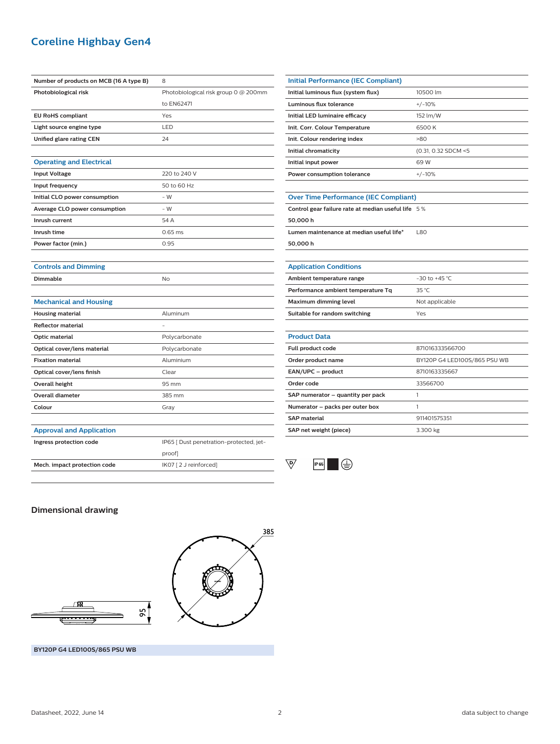## Coreline Highbay Gen4

| | |
|---|---|
| **Number of products on MCB (16 A type B)** | 8 |
| **Photobiological risk** | Photobiological risk group 0 @ 200mm to EN62471 |
| **EU RoHS compliant** | Yes |
| **Light source engine type** | LED |
| **Unified glare rating CEN** | 24 |

### Operating and Electrical

| | |
|---|---|
| **Input Voltage** | 220 to 240 V |
| **Input frequency** | 50 to 60 Hz |
| **Initial CLO power consumption** | - W |
| **Average CLO power consumption** | - W |
| **Inrush current** | 54 A |
| **Inrush time** | 0.65 ms |
| **Power factor (min.)** | 0.95 |

### Controls and Dimming

| | |
|---|---|
| **Dimmable** | No |

### Mechanical and Housing

| | |
|---|---|
| **Housing material** | Aluminum |
| **Reflector material** | - |
| **Optic material** | Polycarbonate |
| **Optical cover/lens material** | Polycarbonate |
| **Fixation material** | Aluminium |
| **Optical cover/lens finish** | Clear |
| **Overall height** | 95 mm |
| **Overall diameter** | 385 mm |
| **Colour** | Gray |

### Approval and Application

| | |
|---|---|
| **Ingress protection code** | IP65 [ Dust penetration-protected, jet-proof] |
| **Mech. impact protection code** | IK07 [ 2 J reinforced] |

### Initial Performance (IEC Compliant)

| | |
|---|---|
| **Initial luminous flux (system flux)** | 10500 lm |
| **Luminous flux tolerance** | +/-10% |
| **Initial LED luminaire efficacy** | 152 lm/W |
| **Init. Corr. Colour Temperature** | 6500 K |
| **Init. Colour rendering index** | >80 |
| **Initial chromaticity** | (0.31, 0.32 SDCM <5 |
| **Initial input power** | 69 W |
| **Power consumption tolerance** | +/-10% |

### Over Time Performance (IEC Compliant)

| | |
|---|---|
| **Control gear failure rate at median useful life 50,000 h** | 5 % |
| **Lumen maintenance at median useful life* 50,000 h** | L80 |

### Application Conditions

| | |
|---|---|
| **Ambient temperature range** | -30 to +45 °C |
| **Performance ambient temperature Tq** | 35 °C |
| **Maximum dimming level** | Not applicable |
| **Suitable for random switching** | Yes |

### Product Data

| | |
|---|---|
| **Full product code** | 871016333566700 |
| **Order product name** | BY120P G4 LED100S/865 PSU WB |
| **EAN/UPC – product** | 8710163335667 |
| **Order code** | 33566700 |
| **SAP numerator – quantity per pack** | 1 |
| **Numerator – packs per outer box** | 1 |
| **SAP material** | 911401575351 |
| **SAP net weight (piece)** | 3.300 kg |

IP65

## Dimensional drawing

385

95

**BY120P G4 LED100S/865 PSU WB**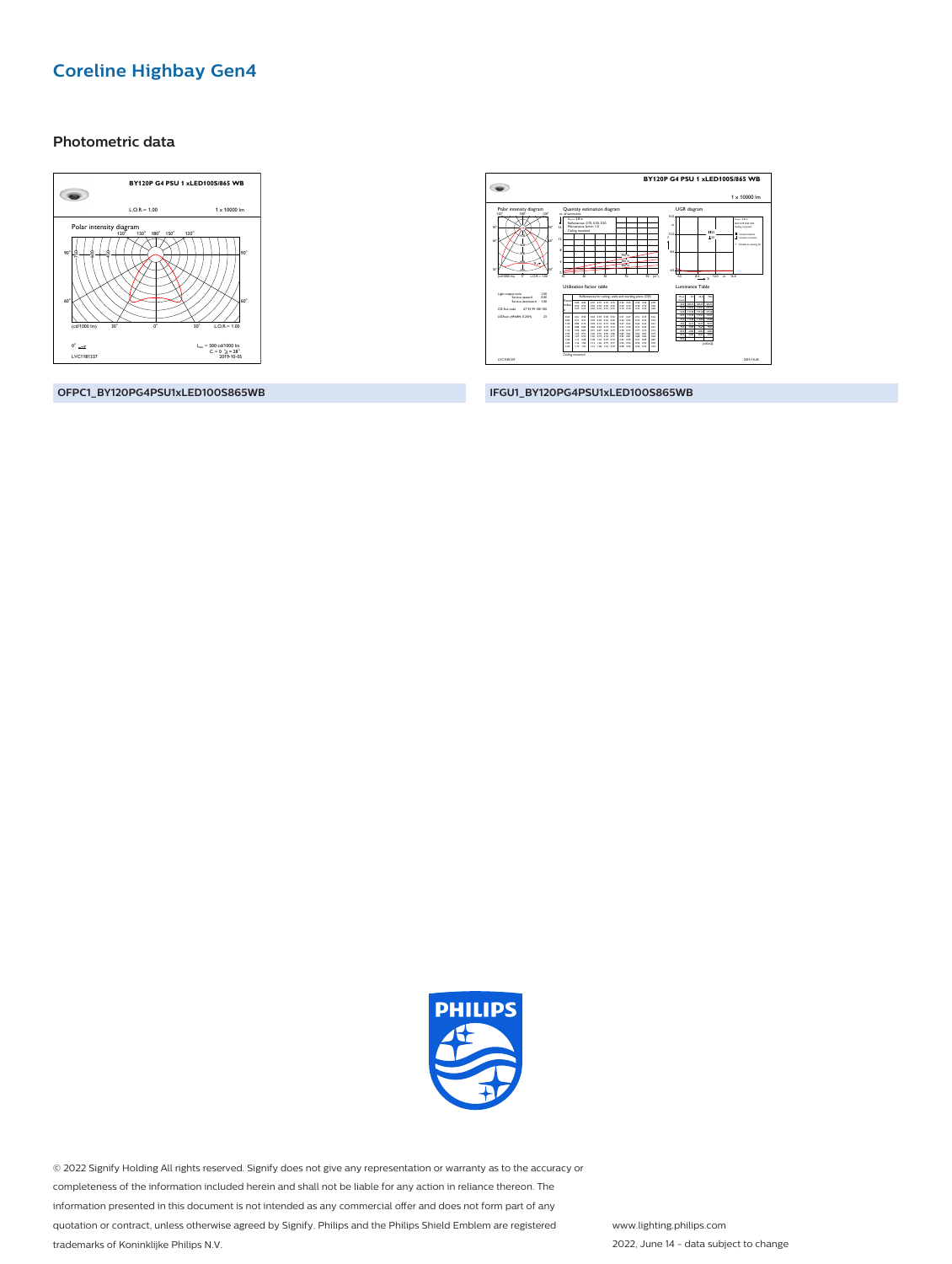## Coreline Highbay Gen4

### Photometric data

BY120P G4 PSU 1 xLED100S/865 WB

L.O.R.= 1.00

1 x 10000 lm

Polar intensity diagram

120° 150° 180° 150° 120°

90° 90°

60° 60°

(cd/1000 lm) 30° 0° 30° L.O.R.= 1.00

0°

$I_{max}$ = 500 cd/1000 lm

C = 0 γ = 28°

LVC1181337

2019-10-05

OFPC1_BY120PG4PSU1xLED100S865WB

BY120P G4 PSU 1 xLED100S/865 WB

1 x 10000 lm

Polar intensity diagram

Quantity estimation diagram

UGR diagram

Utilisation factor table

Luminance Table

LVC1181337

2019-10-05

IFGU1_BY120PG4PSU1xLED100S865WB

© 2022 Signify Holding All rights reserved. Signify does not give any representation or warranty as to the accuracy or completeness of the information included herein and shall not be liable for any action in reliance thereon. The information presented in this document is not intended as any commercial offer and does not form part of any quotation or contract, unless otherwise agreed by Signify. Philips and the Philips Shield Emblem are registered trademarks of Koninklijke Philips N.V.

www.lighting.philips.com

2022, June 14 - data subject to change